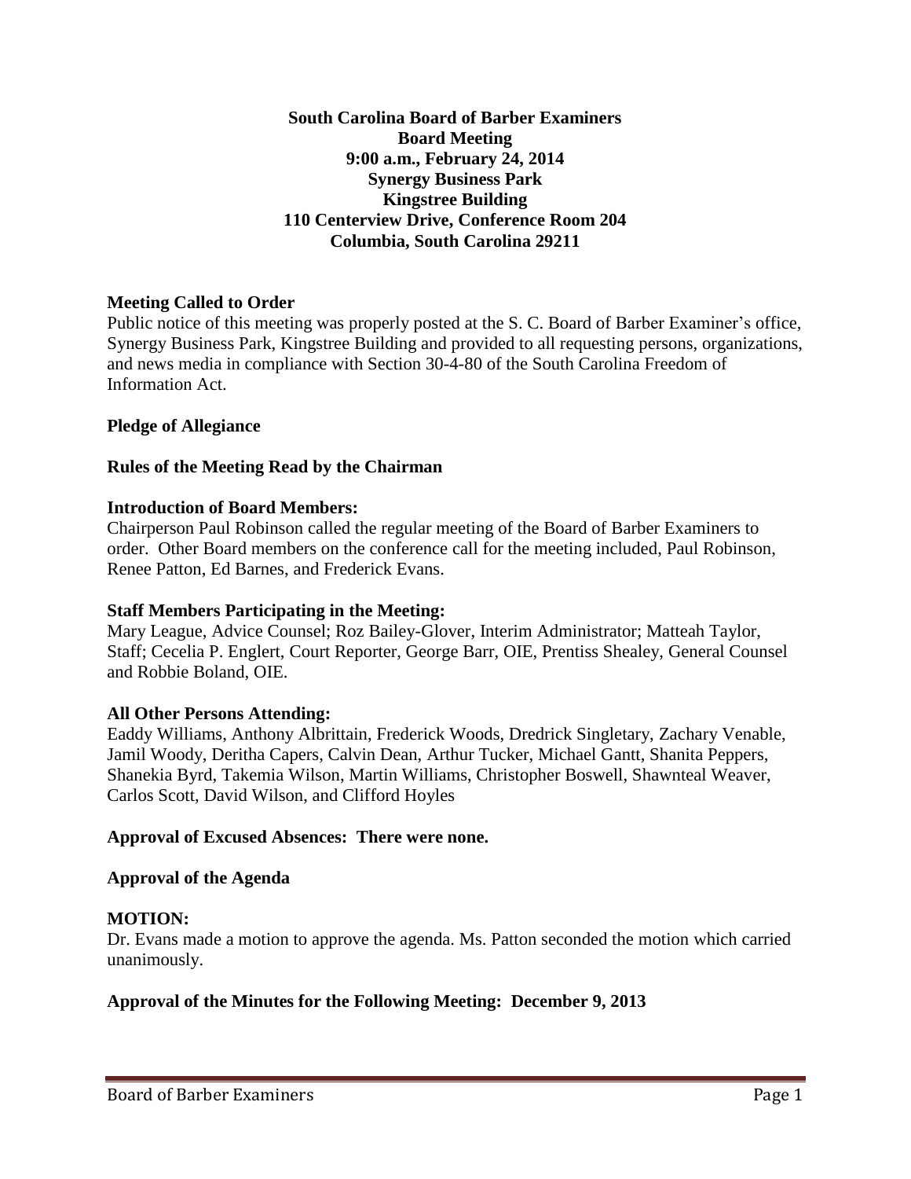**South Carolina Board of Barber Examiners**
**Board Meeting**
**9:00 a.m., February 24, 2014**
**Synergy Business Park**
**Kingstree Building**
**110 Centerview Drive, Conference Room 204**
**Columbia, South Carolina 29211**

**Meeting Called to Order**

Public notice of this meeting was properly posted at the S. C. Board of Barber Examiner's office, Synergy Business Park, Kingstree Building and provided to all requesting persons, organizations, and news media in compliance with Section 30-4-80 of the South Carolina Freedom of Information Act.

**Pledge of Allegiance**

**Rules of the Meeting Read by the Chairman**

**Introduction of Board Members:**

Chairperson Paul Robinson called the regular meeting of the Board of Barber Examiners to order. Other Board members on the conference call for the meeting included, Paul Robinson, Renee Patton, Ed Barnes, and Frederick Evans.

**Staff Members Participating in the Meeting:**

Mary League, Advice Counsel; Roz Bailey-Glover, Interim Administrator; Matteah Taylor, Staff; Cecelia P. Englert, Court Reporter, George Barr, OIE, Prentiss Shealey, General Counsel and Robbie Boland, OIE.

**All Other Persons Attending:**

Eaddy Williams, Anthony Albrittain, Frederick Woods, Dredrick Singletary, Zachary Venable, Jamil Woody, Deritha Capers, Calvin Dean, Arthur Tucker, Michael Gantt, Shanita Peppers, Shanekia Byrd, Takemia Wilson, Martin Williams, Christopher Boswell, Shawnteal Weaver, Carlos Scott, David Wilson, and Clifford Hoyles

**Approval of Excused Absences: There were none.**

**Approval of the Agenda**

**MOTION:**

Dr. Evans made a motion to approve the agenda. Ms. Patton seconded the motion which carried unanimously.

**Approval of the Minutes for the Following Meeting: December 9, 2013**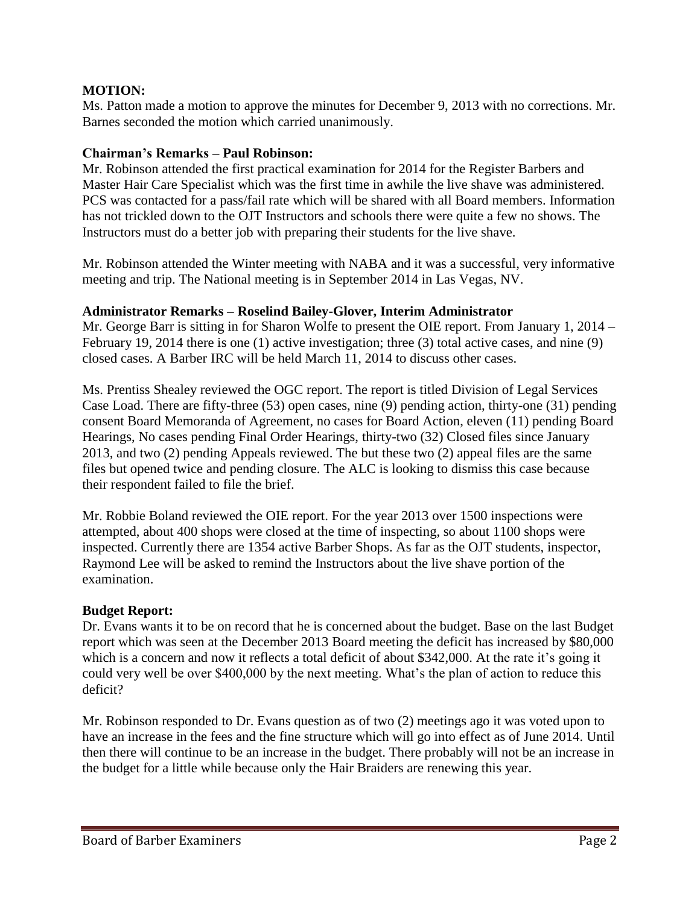**MOTION:**

Ms. Patton made a motion to approve the minutes for December 9, 2013 with no corrections. Mr. Barnes seconded the motion which carried unanimously.

**Chairman's Remarks – Paul Robinson:**

Mr. Robinson attended the first practical examination for 2014 for the Register Barbers and Master Hair Care Specialist which was the first time in awhile the live shave was administered. PCS was contacted for a pass/fail rate which will be shared with all Board members. Information has not trickled down to the OJT Instructors and schools there were quite a few no shows. The Instructors must do a better job with preparing their students for the live shave.

Mr. Robinson attended the Winter meeting with NABA and it was a successful, very informative meeting and trip. The National meeting is in September 2014 in Las Vegas, NV.

**Administrator Remarks – Roselind Bailey-Glover, Interim Administrator**

Mr. George Barr is sitting in for Sharon Wolfe to present the OIE report. From January 1, 2014 – February 19, 2014 there is one (1) active investigation; three (3) total active cases, and nine (9) closed cases. A Barber IRC will be held March 11, 2014 to discuss other cases.

Ms. Prentiss Shealey reviewed the OGC report. The report is titled Division of Legal Services Case Load. There are fifty-three (53) open cases, nine (9) pending action, thirty-one (31) pending consent Board Memoranda of Agreement, no cases for Board Action, eleven (11) pending Board Hearings, No cases pending Final Order Hearings, thirty-two (32) Closed files since January 2013, and two (2) pending Appeals reviewed. The but these two (2) appeal files are the same files but opened twice and pending closure. The ALC is looking to dismiss this case because their respondent failed to file the brief.

Mr. Robbie Boland reviewed the OIE report. For the year 2013 over 1500 inspections were attempted, about 400 shops were closed at the time of inspecting, so about 1100 shops were inspected. Currently there are 1354 active Barber Shops. As far as the OJT students, inspector, Raymond Lee will be asked to remind the Instructors about the live shave portion of the examination.

**Budget Report:**

Dr. Evans wants it to be on record that he is concerned about the budget. Base on the last Budget report which was seen at the December 2013 Board meeting the deficit has increased by $80,000 which is a concern and now it reflects a total deficit of about $342,000. At the rate it's going it could very well be over $400,000 by the next meeting. What's the plan of action to reduce this deficit?

Mr. Robinson responded to Dr. Evans question as of two (2) meetings ago it was voted upon to have an increase in the fees and the fine structure which will go into effect as of June 2014. Until then there will continue to be an increase in the budget. There probably will not be an increase in the budget for a little while because only the Hair Braiders are renewing this year.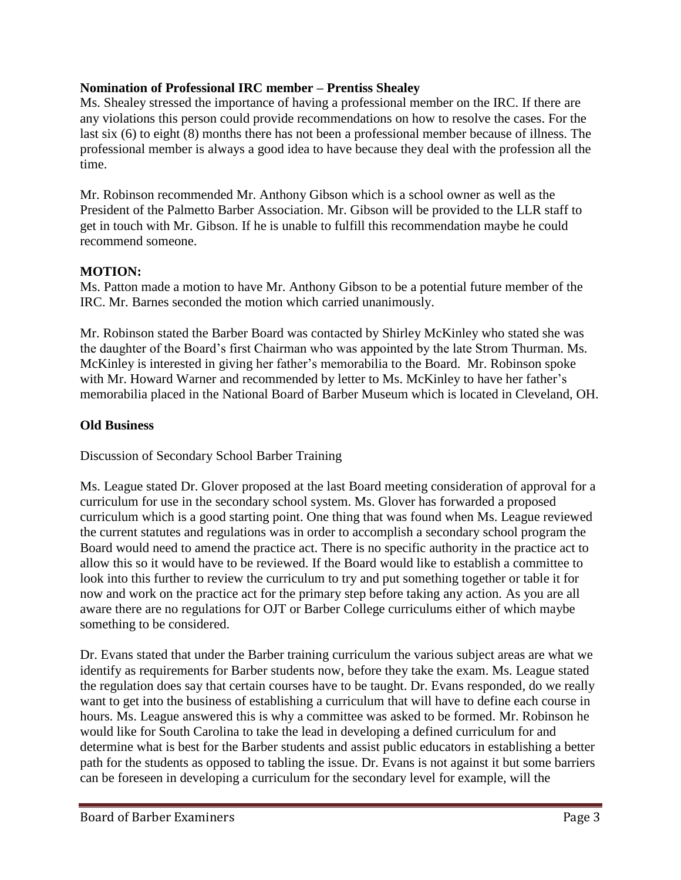**Nomination of Professional IRC member – Prentiss Shealey**

Ms. Shealey stressed the importance of having a professional member on the IRC. If there are any violations this person could provide recommendations on how to resolve the cases. For the last six (6) to eight (8) months there has not been a professional member because of illness. The professional member is always a good idea to have because they deal with the profession all the time.

Mr. Robinson recommended Mr. Anthony Gibson which is a school owner as well as the President of the Palmetto Barber Association. Mr. Gibson will be provided to the LLR staff to get in touch with Mr. Gibson. If he is unable to fulfill this recommendation maybe he could recommend someone.

**MOTION:**

Ms. Patton made a motion to have Mr. Anthony Gibson to be a potential future member of the IRC. Mr. Barnes seconded the motion which carried unanimously.

Mr. Robinson stated the Barber Board was contacted by Shirley McKinley who stated she was the daughter of the Board's first Chairman who was appointed by the late Strom Thurman. Ms. McKinley is interested in giving her father's memorabilia to the Board. Mr. Robinson spoke with Mr. Howard Warner and recommended by letter to Ms. McKinley to have her father's memorabilia placed in the National Board of Barber Museum which is located in Cleveland, OH.

**Old Business**

Discussion of Secondary School Barber Training

Ms. League stated Dr. Glover proposed at the last Board meeting consideration of approval for a curriculum for use in the secondary school system. Ms. Glover has forwarded a proposed curriculum which is a good starting point. One thing that was found when Ms. League reviewed the current statutes and regulations was in order to accomplish a secondary school program the Board would need to amend the practice act. There is no specific authority in the practice act to allow this so it would have to be reviewed. If the Board would like to establish a committee to look into this further to review the curriculum to try and put something together or table it for now and work on the practice act for the primary step before taking any action. As you are all aware there are no regulations for OJT or Barber College curriculums either of which maybe something to be considered.

Dr. Evans stated that under the Barber training curriculum the various subject areas are what we identify as requirements for Barber students now, before they take the exam. Ms. League stated the regulation does say that certain courses have to be taught. Dr. Evans responded, do we really want to get into the business of establishing a curriculum that will have to define each course in hours. Ms. League answered this is why a committee was asked to be formed. Mr. Robinson he would like for South Carolina to take the lead in developing a defined curriculum for and determine what is best for the Barber students and assist public educators in establishing a better path for the students as opposed to tabling the issue. Dr. Evans is not against it but some barriers can be foreseen in developing a curriculum for the secondary level for example, will the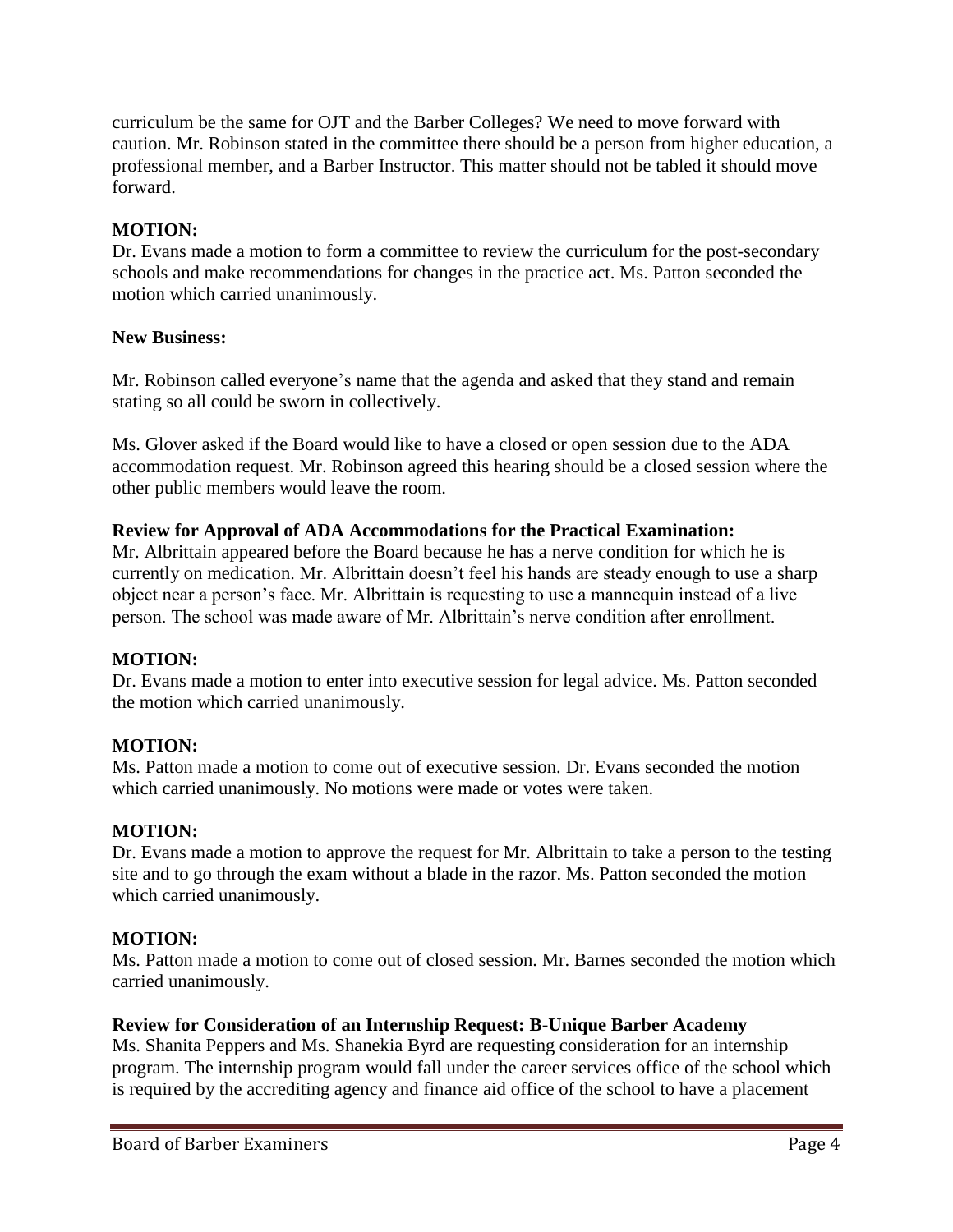curriculum be the same for OJT and the Barber Colleges? We need to move forward with caution. Mr. Robinson stated in the committee there should be a person from higher education, a professional member, and a Barber Instructor. This matter should not be tabled it should move forward.

**MOTION:**
Dr. Evans made a motion to form a committee to review the curriculum for the post-secondary schools and make recommendations for changes in the practice act. Ms. Patton seconded the motion which carried unanimously.

**New Business:**

Mr. Robinson called everyone's name that the agenda and asked that they stand and remain stating so all could be sworn in collectively.

Ms. Glover asked if the Board would like to have a closed or open session due to the ADA accommodation request. Mr. Robinson agreed this hearing should be a closed session where the other public members would leave the room.

**Review for Approval of ADA Accommodations for the Practical Examination:**
Mr. Albrittain appeared before the Board because he has a nerve condition for which he is currently on medication. Mr. Albrittain doesn't feel his hands are steady enough to use a sharp object near a person's face. Mr. Albrittain is requesting to use a mannequin instead of a live person. The school was made aware of Mr. Albrittain's nerve condition after enrollment.

**MOTION:**
Dr. Evans made a motion to enter into executive session for legal advice. Ms. Patton seconded the motion which carried unanimously.

**MOTION:**
Ms. Patton made a motion to come out of executive session. Dr. Evans seconded the motion which carried unanimously. No motions were made or votes were taken.

**MOTION:**
Dr. Evans made a motion to approve the request for Mr. Albrittain to take a person to the testing site and to go through the exam without a blade in the razor. Ms. Patton seconded the motion which carried unanimously.

**MOTION:**
Ms. Patton made a motion to come out of closed session. Mr. Barnes seconded the motion which carried unanimously.

**Review for Consideration of an Internship Request: B-Unique Barber Academy**
Ms. Shanita Peppers and Ms. Shanekia Byrd are requesting consideration for an internship program. The internship program would fall under the career services office of the school which is required by the accrediting agency and finance aid office of the school to have a placement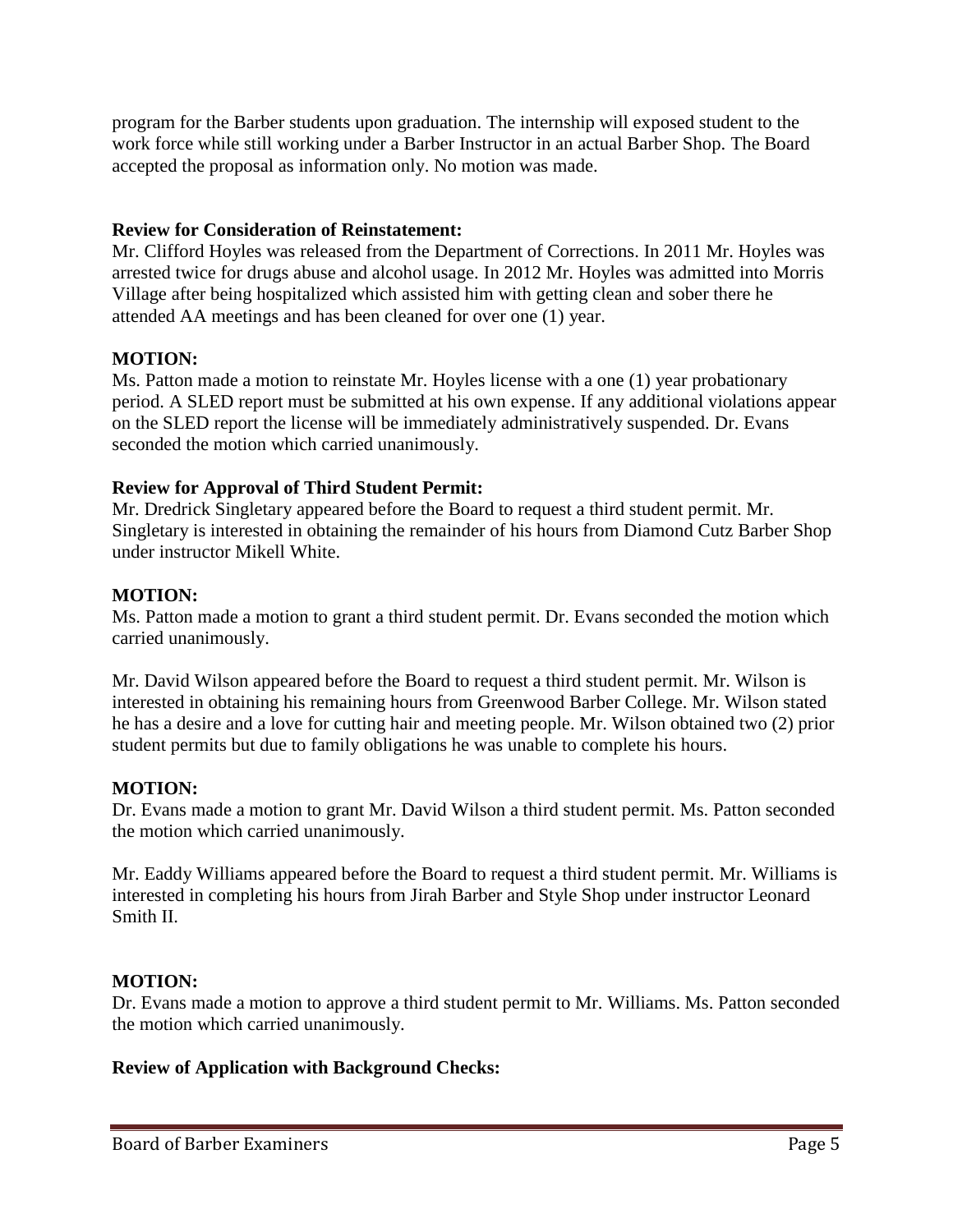program for the Barber students upon graduation. The internship will exposed student to the work force while still working under a Barber Instructor in an actual Barber Shop. The Board accepted the proposal as information only. No motion was made.

**Review for Consideration of Reinstatement:**

Mr. Clifford Hoyles was released from the Department of Corrections. In 2011 Mr. Hoyles was arrested twice for drugs abuse and alcohol usage. In 2012 Mr. Hoyles was admitted into Morris Village after being hospitalized which assisted him with getting clean and sober there he attended AA meetings and has been cleaned for over one (1) year.

**MOTION:**

Ms. Patton made a motion to reinstate Mr. Hoyles license with a one (1) year probationary period. A SLED report must be submitted at his own expense. If any additional violations appear on the SLED report the license will be immediately administratively suspended. Dr. Evans seconded the motion which carried unanimously.

**Review for Approval of Third Student Permit:**

Mr. Dredrick Singletary appeared before the Board to request a third student permit. Mr. Singletary is interested in obtaining the remainder of his hours from Diamond Cutz Barber Shop under instructor Mikell White.

**MOTION:**

Ms. Patton made a motion to grant a third student permit. Dr. Evans seconded the motion which carried unanimously.

Mr. David Wilson appeared before the Board to request a third student permit. Mr. Wilson is interested in obtaining his remaining hours from Greenwood Barber College. Mr. Wilson stated he has a desire and a love for cutting hair and meeting people. Mr. Wilson obtained two (2) prior student permits but due to family obligations he was unable to complete his hours.

**MOTION:**

Dr. Evans made a motion to grant Mr. David Wilson a third student permit. Ms. Patton seconded the motion which carried unanimously.

Mr. Eaddy Williams appeared before the Board to request a third student permit. Mr. Williams is interested in completing his hours from Jirah Barber and Style Shop under instructor Leonard Smith II.

**MOTION:**

Dr. Evans made a motion to approve a third student permit to Mr. Williams. Ms. Patton seconded the motion which carried unanimously.

**Review of Application with Background Checks:**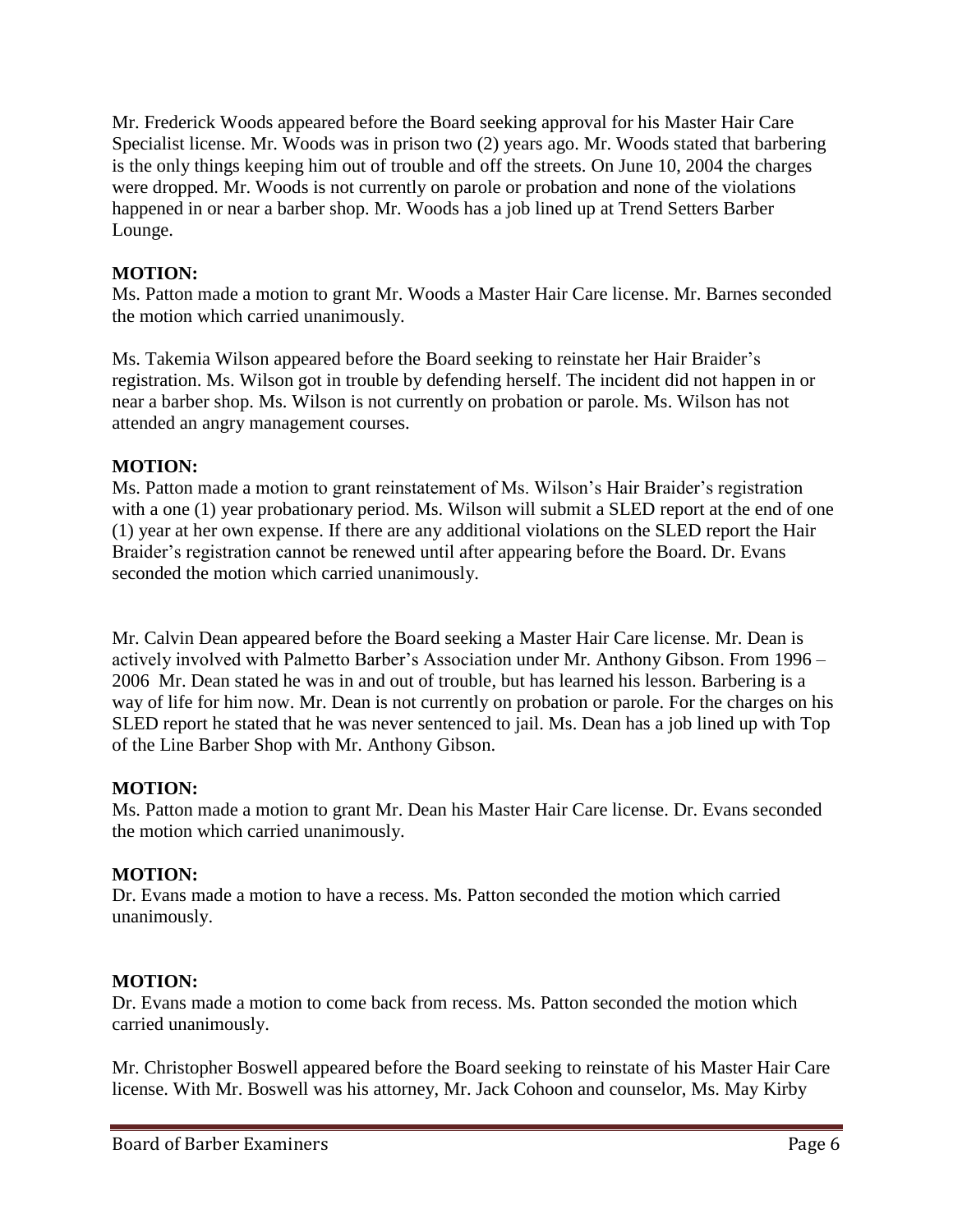Mr. Frederick Woods appeared before the Board seeking approval for his Master Hair Care Specialist license. Mr. Woods was in prison two (2) years ago. Mr. Woods stated that barbering is the only things keeping him out of trouble and off the streets. On June 10, 2004 the charges were dropped. Mr. Woods is not currently on parole or probation and none of the violations happened in or near a barber shop. Mr. Woods has a job lined up at Trend Setters Barber Lounge.

**MOTION:**
Ms. Patton made a motion to grant Mr. Woods a Master Hair Care license. Mr. Barnes seconded the motion which carried unanimously.

Ms. Takemia Wilson appeared before the Board seeking to reinstate her Hair Braider's registration. Ms. Wilson got in trouble by defending herself. The incident did not happen in or near a barber shop. Ms. Wilson is not currently on probation or parole. Ms. Wilson has not attended an angry management courses.

**MOTION:**
Ms. Patton made a motion to grant reinstatement of Ms. Wilson's Hair Braider's registration with a one (1) year probationary period. Ms. Wilson will submit a SLED report at the end of one (1) year at her own expense. If there are any additional violations on the SLED report the Hair Braider's registration cannot be renewed until after appearing before the Board. Dr. Evans seconded the motion which carried unanimously.

Mr. Calvin Dean appeared before the Board seeking a Master Hair Care license. Mr. Dean is actively involved with Palmetto Barber's Association under Mr. Anthony Gibson. From 1996 – 2006 Mr. Dean stated he was in and out of trouble, but has learned his lesson. Barbering is a way of life for him now. Mr. Dean is not currently on probation or parole. For the charges on his SLED report he stated that he was never sentenced to jail. Ms. Dean has a job lined up with Top of the Line Barber Shop with Mr. Anthony Gibson.

**MOTION:**
Ms. Patton made a motion to grant Mr. Dean his Master Hair Care license. Dr. Evans seconded the motion which carried unanimously.

**MOTION:**
Dr. Evans made a motion to have a recess. Ms. Patton seconded the motion which carried unanimously.

**MOTION:**
Dr. Evans made a motion to come back from recess. Ms. Patton seconded the motion which carried unanimously.

Mr. Christopher Boswell appeared before the Board seeking to reinstate of his Master Hair Care license. With Mr. Boswell was his attorney, Mr. Jack Cohoon and counselor, Ms. May Kirby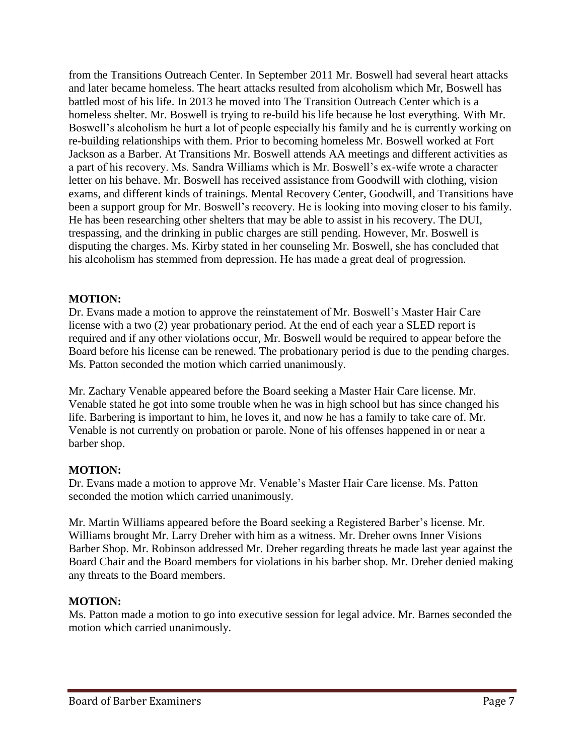from the Transitions Outreach Center. In September 2011 Mr. Boswell had several heart attacks and later became homeless. The heart attacks resulted from alcoholism which Mr, Boswell has battled most of his life. In 2013 he moved into The Transition Outreach Center which is a homeless shelter. Mr. Boswell is trying to re-build his life because he lost everything. With Mr. Boswell's alcoholism he hurt a lot of people especially his family and he is currently working on re-building relationships with them. Prior to becoming homeless Mr. Boswell worked at Fort Jackson as a Barber. At Transitions Mr. Boswell attends AA meetings and different activities as a part of his recovery. Ms. Sandra Williams which is Mr. Boswell's ex-wife wrote a character letter on his behave. Mr. Boswell has received assistance from Goodwill with clothing, vision exams, and different kinds of trainings. Mental Recovery Center, Goodwill, and Transitions have been a support group for Mr. Boswell's recovery. He is looking into moving closer to his family. He has been researching other shelters that may be able to assist in his recovery. The DUI, trespassing, and the drinking in public charges are still pending. However, Mr. Boswell is disputing the charges. Ms. Kirby stated in her counseling Mr. Boswell, she has concluded that his alcoholism has stemmed from depression. He has made a great deal of progression.

**MOTION:**

Dr. Evans made a motion to approve the reinstatement of Mr. Boswell's Master Hair Care license with a two (2) year probationary period. At the end of each year a SLED report is required and if any other violations occur, Mr. Boswell would be required to appear before the Board before his license can be renewed. The probationary period is due to the pending charges. Ms. Patton seconded the motion which carried unanimously.

Mr. Zachary Venable appeared before the Board seeking a Master Hair Care license. Mr. Venable stated he got into some trouble when he was in high school but has since changed his life. Barbering is important to him, he loves it, and now he has a family to take care of. Mr. Venable is not currently on probation or parole. None of his offenses happened in or near a barber shop.

**MOTION:**

Dr. Evans made a motion to approve Mr. Venable's Master Hair Care license. Ms. Patton seconded the motion which carried unanimously.

Mr. Martin Williams appeared before the Board seeking a Registered Barber's license. Mr. Williams brought Mr. Larry Dreher with him as a witness. Mr. Dreher owns Inner Visions Barber Shop. Mr. Robinson addressed Mr. Dreher regarding threats he made last year against the Board Chair and the Board members for violations in his barber shop. Mr. Dreher denied making any threats to the Board members.

**MOTION:**

Ms. Patton made a motion to go into executive session for legal advice. Mr. Barnes seconded the motion which carried unanimously.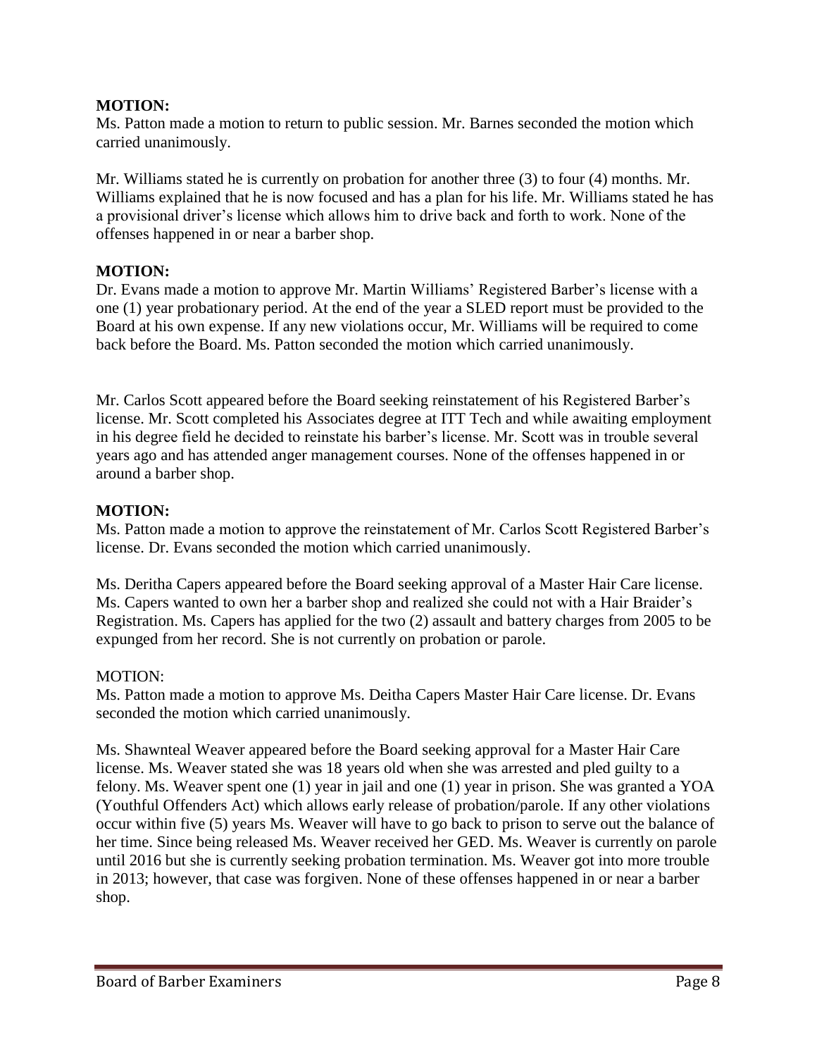**MOTION:**
Ms. Patton made a motion to return to public session. Mr. Barnes seconded the motion which carried unanimously.

Mr. Williams stated he is currently on probation for another three (3) to four (4) months. Mr. Williams explained that he is now focused and has a plan for his life. Mr. Williams stated he has a provisional driver's license which allows him to drive back and forth to work. None of the offenses happened in or near a barber shop.

**MOTION:**
Dr. Evans made a motion to approve Mr. Martin Williams' Registered Barber's license with a one (1) year probationary period. At the end of the year a SLED report must be provided to the Board at his own expense. If any new violations occur, Mr. Williams will be required to come back before the Board. Ms. Patton seconded the motion which carried unanimously.

Mr. Carlos Scott appeared before the Board seeking reinstatement of his Registered Barber's license. Mr. Scott completed his Associates degree at ITT Tech and while awaiting employment in his degree field he decided to reinstate his barber's license. Mr. Scott was in trouble several years ago and has attended anger management courses. None of the offenses happened in or around a barber shop.

**MOTION:**
Ms. Patton made a motion to approve the reinstatement of Mr. Carlos Scott Registered Barber's license. Dr. Evans seconded the motion which carried unanimously.

Ms. Deritha Capers appeared before the Board seeking approval of a Master Hair Care license. Ms. Capers wanted to own her a barber shop and realized she could not with a Hair Braider's Registration. Ms. Capers has applied for the two (2) assault and battery charges from 2005 to be expunged from her record. She is not currently on probation or parole.

MOTION:
Ms. Patton made a motion to approve Ms. Deitha Capers Master Hair Care license. Dr. Evans seconded the motion which carried unanimously.

Ms. Shawnteal Weaver appeared before the Board seeking approval for a Master Hair Care license. Ms. Weaver stated she was 18 years old when she was arrested and pled guilty to a felony. Ms. Weaver spent one (1) year in jail and one (1) year in prison. She was granted a YOA (Youthful Offenders Act) which allows early release of probation/parole. If any other violations occur within five (5) years Ms. Weaver will have to go back to prison to serve out the balance of her time. Since being released Ms. Weaver received her GED. Ms. Weaver is currently on parole until 2016 but she is currently seeking probation termination. Ms. Weaver got into more trouble in 2013; however, that case was forgiven. None of these offenses happened in or near a barber shop.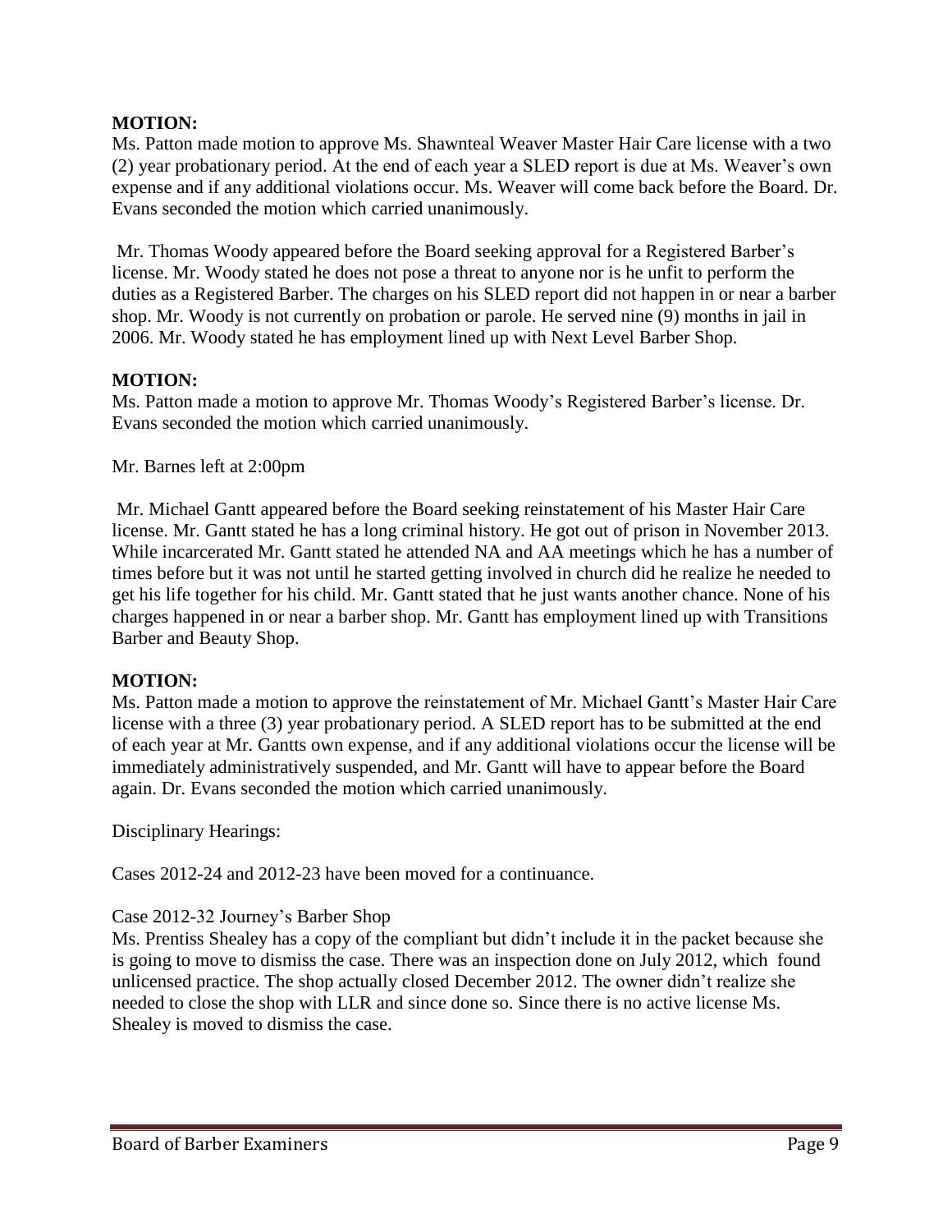**MOTION:**
Ms. Patton made motion to approve Ms. Shawnteal Weaver Master Hair Care license with a two (2) year probationary period. At the end of each year a SLED report is due at Ms. Weaver's own expense and if any additional violations occur. Ms. Weaver will come back before the Board. Dr. Evans seconded the motion which carried unanimously.

Mr. Thomas Woody appeared before the Board seeking approval for a Registered Barber's license. Mr. Woody stated he does not pose a threat to anyone nor is he unfit to perform the duties as a Registered Barber. The charges on his SLED report did not happen in or near a barber shop. Mr. Woody is not currently on probation or parole. He served nine (9) months in jail in 2006. Mr. Woody stated he has employment lined up with Next Level Barber Shop.

**MOTION:**
Ms. Patton made a motion to approve Mr. Thomas Woody's Registered Barber's license. Dr. Evans seconded the motion which carried unanimously.

Mr. Barnes left at 2:00pm

Mr. Michael Gantt appeared before the Board seeking reinstatement of his Master Hair Care license. Mr. Gantt stated he has a long criminal history. He got out of prison in November 2013. While incarcerated Mr. Gantt stated he attended NA and AA meetings which he has a number of times before but it was not until he started getting involved in church did he realize he needed to get his life together for his child. Mr. Gantt stated that he just wants another chance. None of his charges happened in or near a barber shop. Mr. Gantt has employment lined up with Transitions Barber and Beauty Shop.

**MOTION:**
Ms. Patton made a motion to approve the reinstatement of Mr. Michael Gantt's Master Hair Care license with a three (3) year probationary period. A SLED report has to be submitted at the end of each year at Mr. Gantts own expense, and if any additional violations occur the license will be immediately administratively suspended, and Mr. Gantt will have to appear before the Board again. Dr. Evans seconded the motion which carried unanimously.

Disciplinary Hearings:

Cases 2012-24 and 2012-23 have been moved for a continuance.

Case 2012-32 Journey's Barber Shop
Ms. Prentiss Shealey has a copy of the compliant but didn't include it in the packet because she is going to move to dismiss the case. There was an inspection done on July 2012, which found unlicensed practice. The shop actually closed December 2012. The owner didn't realize she needed to close the shop with LLR and since done so. Since there is no active license Ms. Shealey is moved to dismiss the case.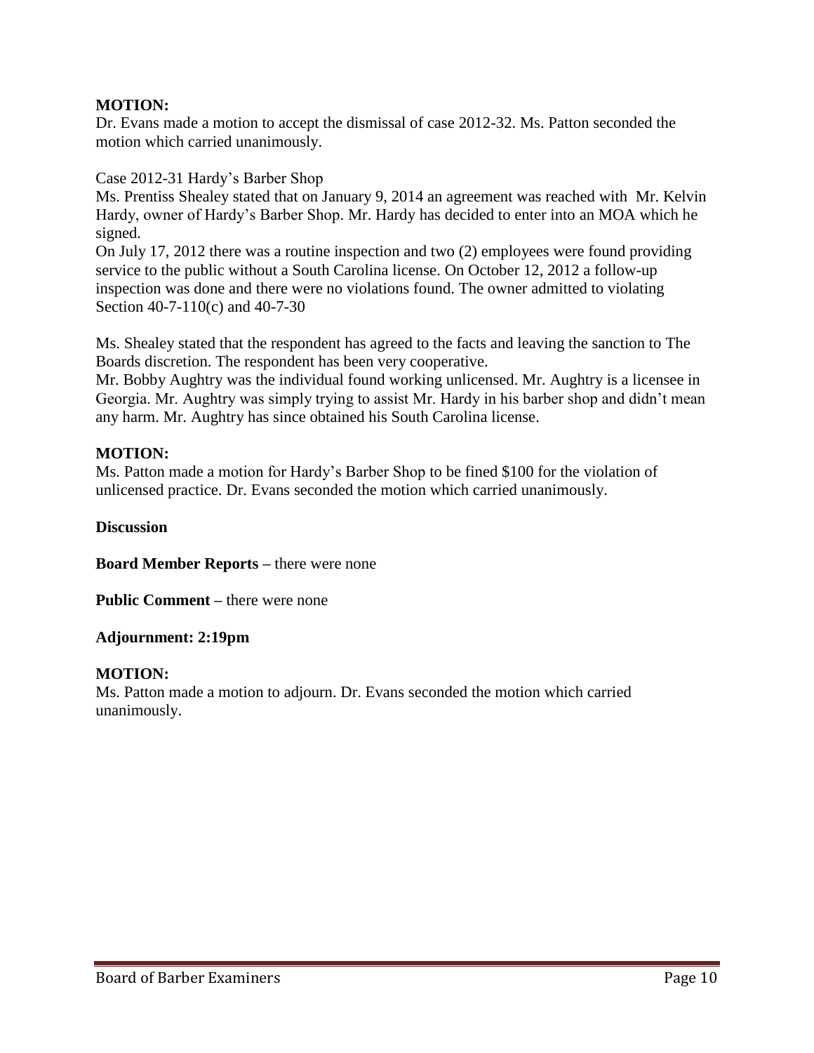**MOTION:**
Dr. Evans made a motion to accept the dismissal of case 2012-32. Ms. Patton seconded the motion which carried unanimously.

Case 2012-31 Hardy's Barber Shop
Ms. Prentiss Shealey stated that on January 9, 2014 an agreement was reached with Mr. Kelvin Hardy, owner of Hardy's Barber Shop. Mr. Hardy has decided to enter into an MOA which he signed.
On July 17, 2012 there was a routine inspection and two (2) employees were found providing service to the public without a South Carolina license. On October 12, 2012 a follow-up inspection was done and there were no violations found. The owner admitted to violating Section 40-7-110(c) and 40-7-30

Ms. Shealey stated that the respondent has agreed to the facts and leaving the sanction to The Boards discretion. The respondent has been very cooperative.
Mr. Bobby Aughtry was the individual found working unlicensed. Mr. Aughtry is a licensee in Georgia. Mr. Aughtry was simply trying to assist Mr. Hardy in his barber shop and didn't mean any harm. Mr. Aughtry has since obtained his South Carolina license.

**MOTION:**
Ms. Patton made a motion for Hardy's Barber Shop to be fined $100 for the violation of unlicensed practice. Dr. Evans seconded the motion which carried unanimously.

**Discussion**

**Board Member Reports –** there were none

**Public Comment –** there were none

**Adjournment: 2:19pm**

**MOTION:**
Ms. Patton made a motion to adjourn. Dr. Evans seconded the motion which carried unanimously.